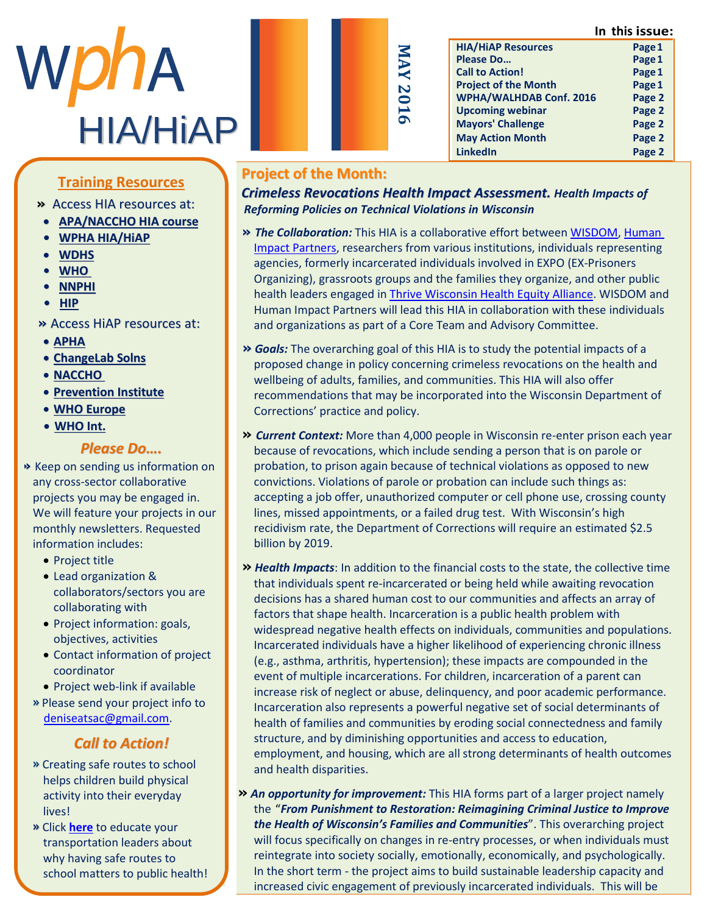# WPHA HIA/HiAP

**MAY 2016**

**In this issue:**

| | |
|---|---|
| HIA/HiAP Resources | Page 1 |
| Please Do… | Page 1 |
| Call to Action! | Page 1 |
| Project of the Month | Page 1 |
| WPHA/WALHDAB Conf. 2016 | Page 2 |
| Upcoming webinar | Page 2 |
| Mayors' Challenge | Page 2 |
| May Action Month | Page 2 |
| LinkedIn | Page 2 |

## Training Resources

» Access HIA resources at:

- **APA/NACCHO HIA course**
- **WPHA HIA/HiAP**
- **WDHS**
- **WHO**
- **NNPHI**
- **HIP**

» Access HiAP resources at:

- **APHA**
- **ChangeLab Solns**
- **NACCHO**
- **Prevention Institute**
- **WHO Europe**
- **WHO Int.**

## *Please Do….*

» Keep on sending us information on any cross-sector collaborative projects you may be engaged in. We will feature your projects in our monthly newsletters. Requested information includes:

- Project title
- Lead organization & collaborators/sectors you are collaborating with
- Project information: goals, objectives, activities
- Contact information of project coordinator
- Project web-link if available

» Please send your project info to deniseatsac@gmail.com.

## *Call to Action!*

» Creating safe routes to school helps children build physical activity into their everyday lives!

» Click **here** to educate your transportation leaders about why having safe routes to school matters to public health!

## Project of the Month:

### *Crimeless Revocations Health Impact Assessment. Health Impacts of Reforming Policies on Technical Violations in Wisconsin*

» ***The Collaboration:*** This HIA is a collaborative effort between WISDOM, Human Impact Partners, researchers from various institutions, individuals representing agencies, formerly incarcerated individuals involved in EXPO (EX-Prisoners Organizing), grassroots groups and the families they organize, and other public health leaders engaged in Thrive Wisconsin Health Equity Alliance. WISDOM and Human Impact Partners will lead this HIA in collaboration with these individuals and organizations as part of a Core Team and Advisory Committee.

» ***Goals:*** The overarching goal of this HIA is to study the potential impacts of a proposed change in policy concerning crimeless revocations on the health and wellbeing of adults, families, and communities. This HIA will also offer recommendations that may be incorporated into the Wisconsin Department of Corrections' practice and policy.

» ***Current Context:*** More than 4,000 people in Wisconsin re-enter prison each year because of revocations, which include sending a person that is on parole or probation, to prison again because of technical violations as opposed to new convictions. Violations of parole or probation can include such things as: accepting a job offer, unauthorized computer or cell phone use, crossing county lines, missed appointments, or a failed drug test. With Wisconsin's high recidivism rate, the Department of Corrections will require an estimated $2.5 billion by 2019.

» ***Health Impacts***: In addition to the financial costs to the state, the collective time that individuals spent re-incarcerated or being held while awaiting revocation decisions has a shared human cost to our communities and affects an array of factors that shape health. Incarceration is a public health problem with widespread negative health effects on individuals, communities and populations. Incarcerated individuals have a higher likelihood of experiencing chronic illness (e.g., asthma, arthritis, hypertension); these impacts are compounded in the event of multiple incarcerations. For children, incarceration of a parent can increase risk of neglect or abuse, delinquency, and poor academic performance. Incarceration also represents a powerful negative set of social determinants of health of families and communities by eroding social connectedness and family structure, and by diminishing opportunities and access to education, employment, and housing, which are all strong determinants of health outcomes and health disparities.

» ***An opportunity for improvement:*** This HIA forms part of a larger project namely the "***From Punishment to Restoration: Reimagining Criminal Justice to Improve the Health of Wisconsin's Families and Communities***". This overarching project will focus specifically on changes in re-entry processes, or when individuals must reintegrate into society socially, emotionally, economically, and psychologically. In the short term - the project aims to build sustainable leadership capacity and increased civic engagement of previously incarcerated individuals. This will be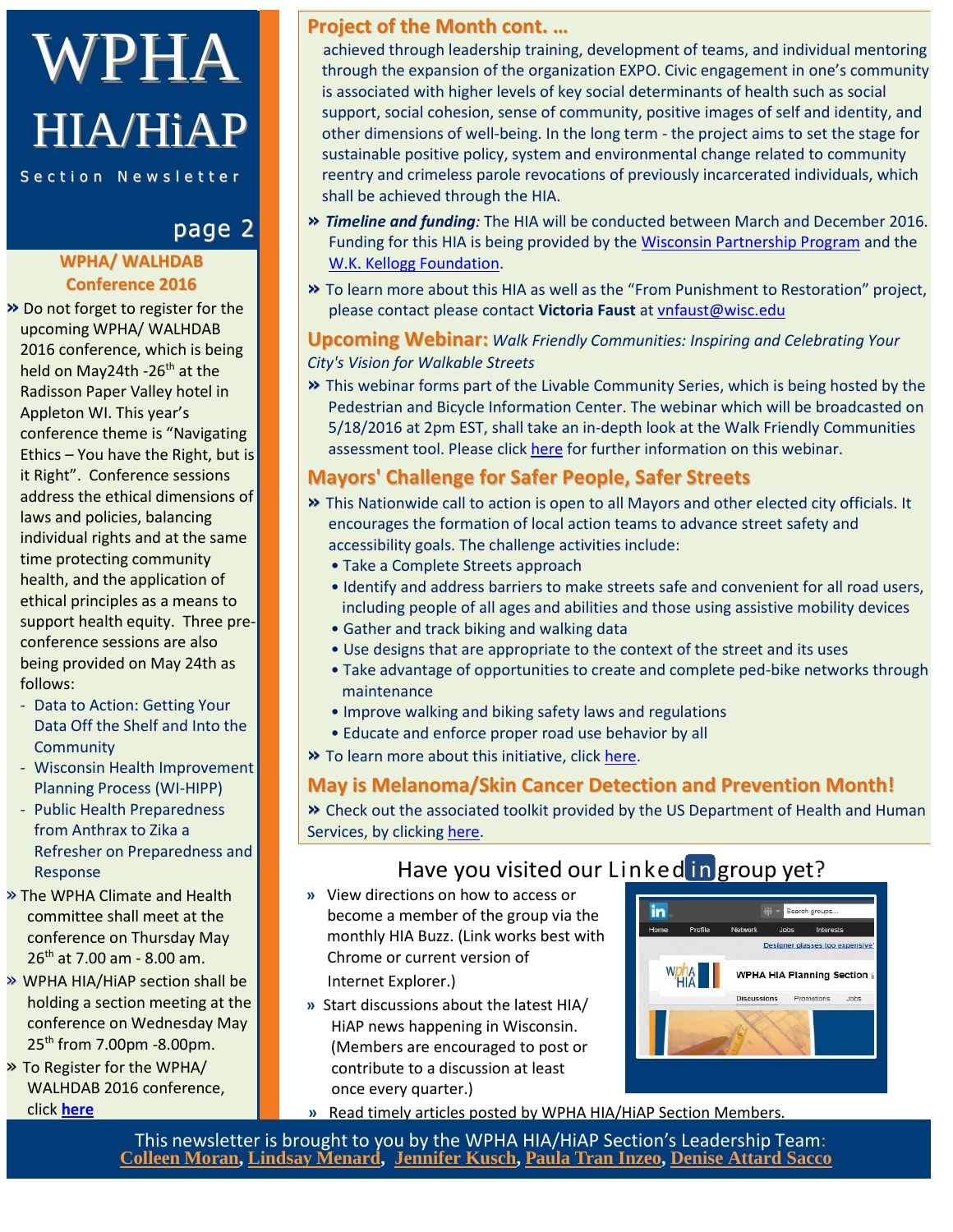# WPHA HIA/HiAP

Section Newsletter

## WPHA/ WALHDAB Conference 2016

- Do not forget to register for the upcoming WPHA/ WALHDAB 2016 conference, which is being held on May24th -26th at the Radisson Paper Valley hotel in Appleton WI. This year's conference theme is "Navigating Ethics – You have the Right, but is it Right". Conference sessions address the ethical dimensions of laws and policies, balancing individual rights and at the same time protecting community health, and the application of ethical principles as a means to support health equity. Three pre-conference sessions are also being provided on May 24th as follows:
  - Data to Action: Getting Your Data Off the Shelf and Into the Community
  - Wisconsin Health Improvement Planning Process (WI-HIPP)
  - Public Health Preparedness from Anthrax to Zika a Refresher on Preparedness and Response
- The WPHA Climate and Health committee shall meet at the conference on Thursday May 26th at 7.00 am - 8.00 am.
- WPHA HIA/HiAP section shall be holding a section meeting at the conference on Wednesday May 25th from 7.00pm -8.00pm.
- To Register for the WPHA/ WALHDAB 2016 conference, click **here**

## Project of the Month cont. ...

achieved through leadership training, development of teams, and individual mentoring through the expansion of the organization EXPO. Civic engagement in one's community is associated with higher levels of key social determinants of health such as social support, social cohesion, sense of community, positive images of self and identity, and other dimensions of well-being. In the long term - the project aims to set the stage for sustainable positive policy, system and environmental change related to community reentry and crimeless parole revocations of previously incarcerated individuals, which shall be achieved through the HIA.

- ***Timeline and funding***: The HIA will be conducted between March and December 2016. Funding for this HIA is being provided by the Wisconsin Partnership Program and the W.K. Kellogg Foundation.
- To learn more about this HIA as well as the "From Punishment to Restoration" project, please contact please contact **Victoria Faust** at vnfaust@wisc.edu

## Upcoming Webinar: *Walk Friendly Communities: Inspiring and Celebrating Your City's Vision for Walkable Streets*

- This webinar forms part of the Livable Community Series, which is being hosted by the Pedestrian and Bicycle Information Center. The webinar which will be broadcasted on 5/18/2016 at 2pm EST, shall take an in-depth look at the Walk Friendly Communities assessment tool. Please click here for further information on this webinar.

## Mayors' Challenge for Safer People, Safer Streets

- This Nationwide call to action is open to all Mayors and other elected city officials. It encourages the formation of local action teams to advance street safety and accessibility goals. The challenge activities include:
  - Take a Complete Streets approach
  - Identify and address barriers to make streets safe and convenient for all road users, including people of all ages and abilities and those using assistive mobility devices
  - Gather and track biking and walking data
  - Use designs that are appropriate to the context of the street and its uses
  - Take advantage of opportunities to create and complete ped-bike networks through maintenance
  - Improve walking and biking safety laws and regulations
  - Educate and enforce proper road use behavior by all
- To learn more about this initiative, click here.

## May is Melanoma/Skin Cancer Detection and Prevention Month!

- Check out the associated toolkit provided by the US Department of Health and Human Services, by clicking here.

## Have you visited our LinkedIn group yet?

- View directions on how to access or become a member of the group via the monthly HIA Buzz. (Link works best with Chrome or current version of Internet Explorer.)
- Start discussions about the latest HIA/ HiAP news happening in Wisconsin. (Members are encouraged to post or contribute to a discussion at least once every quarter.)
- Read timely articles posted by WPHA HIA/HiAP Section Members.

This newsletter is brought to you by the WPHA HIA/HiAP Section's Leadership Team: **Colleen Moran, Lindsay Menard, Jennifer Kusch, Paula Tran Inzeo, Denise Attard Sacco**